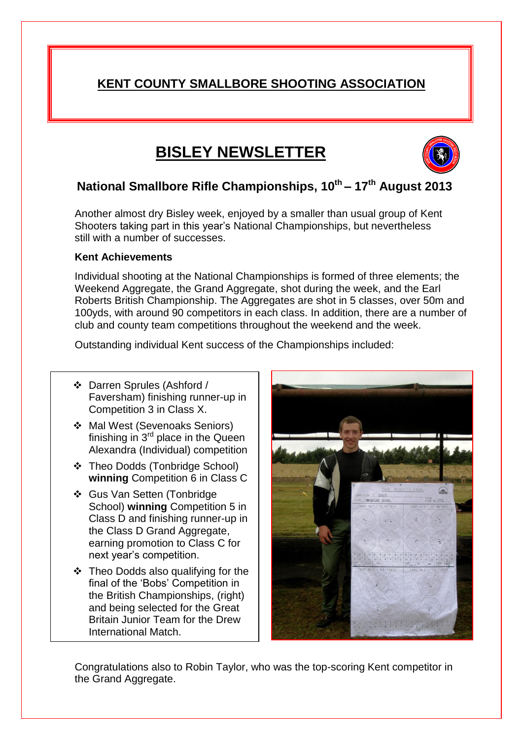# KENT COUNTY SMALLBORE SHOOTING ASSOCIATION

# BISLEY NEWSLETTER

## National Smallbore Rifle Championships, 10th – 17th August 2013

Another almost dry Bisley week, enjoyed by a smaller than usual group of Kent Shooters taking part in this year's National Championships, but nevertheless still with a number of successes.

### Kent Achievements

Individual shooting at the National Championships is formed of three elements; the Weekend Aggregate, the Grand Aggregate, shot during the week, and the Earl Roberts British Championship. The Aggregates are shot in 5 classes, over 50m and 100yds, with around 90 competitors in each class. In addition, there are a number of club and county team competitions throughout the weekend and the week.

Outstanding individual Kent success of the Championships included:

- Darren Sprules (Ashford / Faversham) finishing runner-up in Competition 3 in Class X.
- Mal West (Sevenoaks Seniors) finishing in 3rd place in the Queen Alexandra (Individual) competition
- Theo Dodds (Tonbridge School) **winning** Competition 6 in Class C
- Gus Van Setten (Tonbridge School) **winning** Competition 5 in Class D and finishing runner-up in the Class D Grand Aggregate, earning promotion to Class C for next year's competition.
- Theo Dodds also qualifying for the final of the 'Bobs' Competition in the British Championships, (right) and being selected for the Great Britain Junior Team for the Drew International Match.

Congratulations also to Robin Taylor, who was the top-scoring Kent competitor in the Grand Aggregate.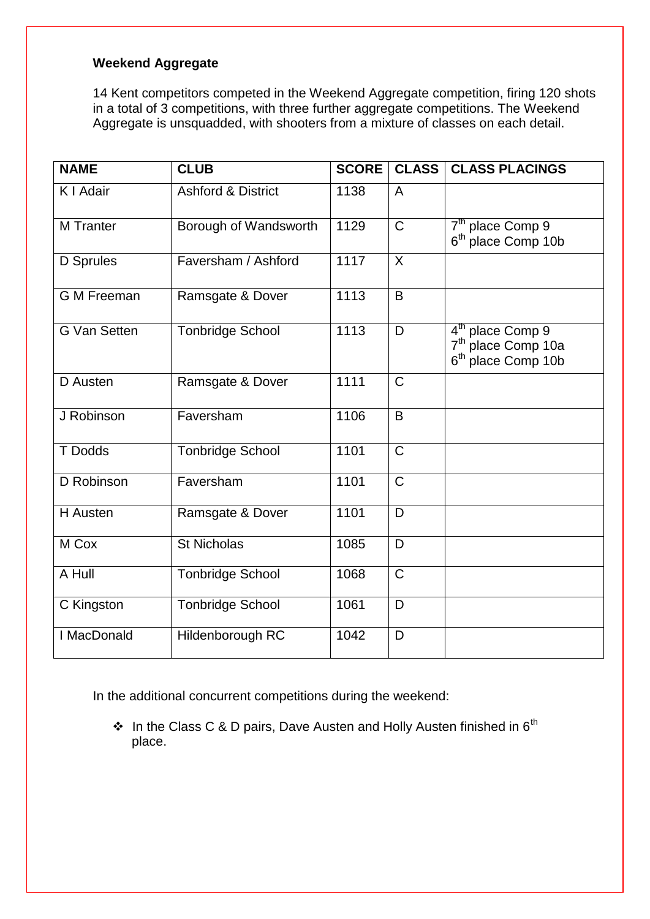**Weekend Aggregate**

14 Kent competitors competed in the Weekend Aggregate competition, firing 120 shots in a total of 3 competitions, with three further aggregate competitions. The Weekend Aggregate is unsquadded, with shooters from a mixture of classes on each detail.

| NAME | CLUB | SCORE | CLASS | CLASS PLACINGS |
|---|---|---|---|---|
| K I Adair | Ashford & District | 1138 | A | |
| M Tranter | Borough of Wandsworth | 1129 | C | 7th place Comp 9<br>6th place Comp 10b |
| D Sprules | Faversham / Ashford | 1117 | X | |
| G M Freeman | Ramsgate & Dover | 1113 | B | |
| G Van Setten | Tonbridge School | 1113 | D | 4th place Comp 9<br>7th place Comp 10a<br>6th place Comp 10b |
| D Austen | Ramsgate & Dover | 1111 | C | |
| J Robinson | Faversham | 1106 | B | |
| T Dodds | Tonbridge School | 1101 | C | |
| D Robinson | Faversham | 1101 | C | |
| H Austen | Ramsgate & Dover | 1101 | D | |
| M Cox | St Nicholas | 1085 | D | |
| A Hull | Tonbridge School | 1068 | C | |
| C Kingston | Tonbridge School | 1061 | D | |
| I MacDonald | Hildenborough RC | 1042 | D | |

In the additional concurrent competitions during the weekend:

- In the Class C & D pairs, Dave Austen and Holly Austen finished in 6th place.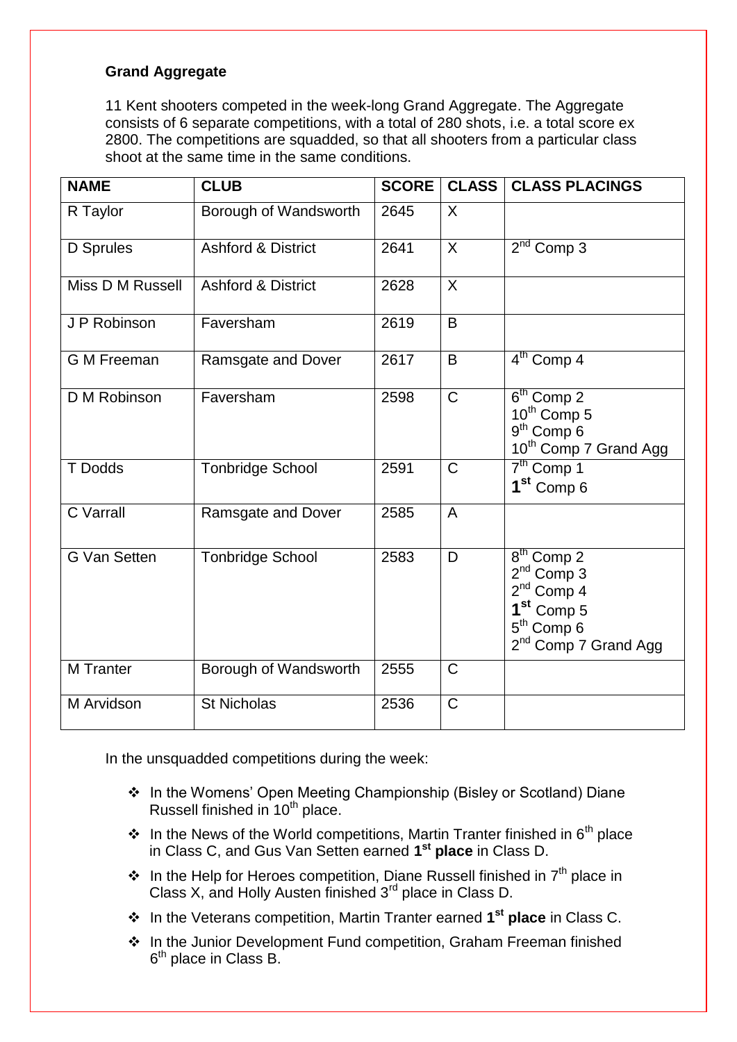### Grand Aggregate

11 Kent shooters competed in the week-long Grand Aggregate. The Aggregate consists of 6 separate competitions, with a total of 280 shots, i.e. a total score ex 2800. The competitions are squadded, so that all shooters from a particular class shoot at the same time in the same conditions.

| NAME | CLUB | SCORE | CLASS | CLASS PLACINGS |
| --- | --- | --- | --- | --- |
| R Taylor | Borough of Wandsworth | 2645 | X | |
| D Sprules | Ashford & District | 2641 | X | 2nd Comp 3 |
| Miss D M Russell | Ashford & District | 2628 | X | |
| J P Robinson | Faversham | 2619 | B | |
| G M Freeman | Ramsgate and Dover | 2617 | B | 4th Comp 4 |
| D M Robinson | Faversham | 2598 | C | 6th Comp 2<br>10th Comp 5<br>9th Comp 6<br>10th Comp 7 Grand Agg |
| T Dodds | Tonbridge School | 2591 | C | 7th Comp 1<br>**1st** Comp 6 |
| C Varrall | Ramsgate and Dover | 2585 | A | |
| G Van Setten | Tonbridge School | 2583 | D | 8th Comp 2<br>2nd Comp 3<br>2nd Comp 4<br>**1st** Comp 5<br>5th Comp 6<br>2nd Comp 7 Grand Agg |
| M Tranter | Borough of Wandsworth | 2555 | C | |
| M Arvidson | St Nicholas | 2536 | C | |

In the unsquadded competitions during the week:

- In the Womens' Open Meeting Championship (Bisley or Scotland) Diane Russell finished in 10th place.
- In the News of the World competitions, Martin Tranter finished in 6th place in Class C, and Gus Van Setten earned **1st place** in Class D.
- In the Help for Heroes competition, Diane Russell finished in 7th place in Class X, and Holly Austen finished 3rd place in Class D.
- In the Veterans competition, Martin Tranter earned **1st place** in Class C.
- In the Junior Development Fund competition, Graham Freeman finished 6th place in Class B.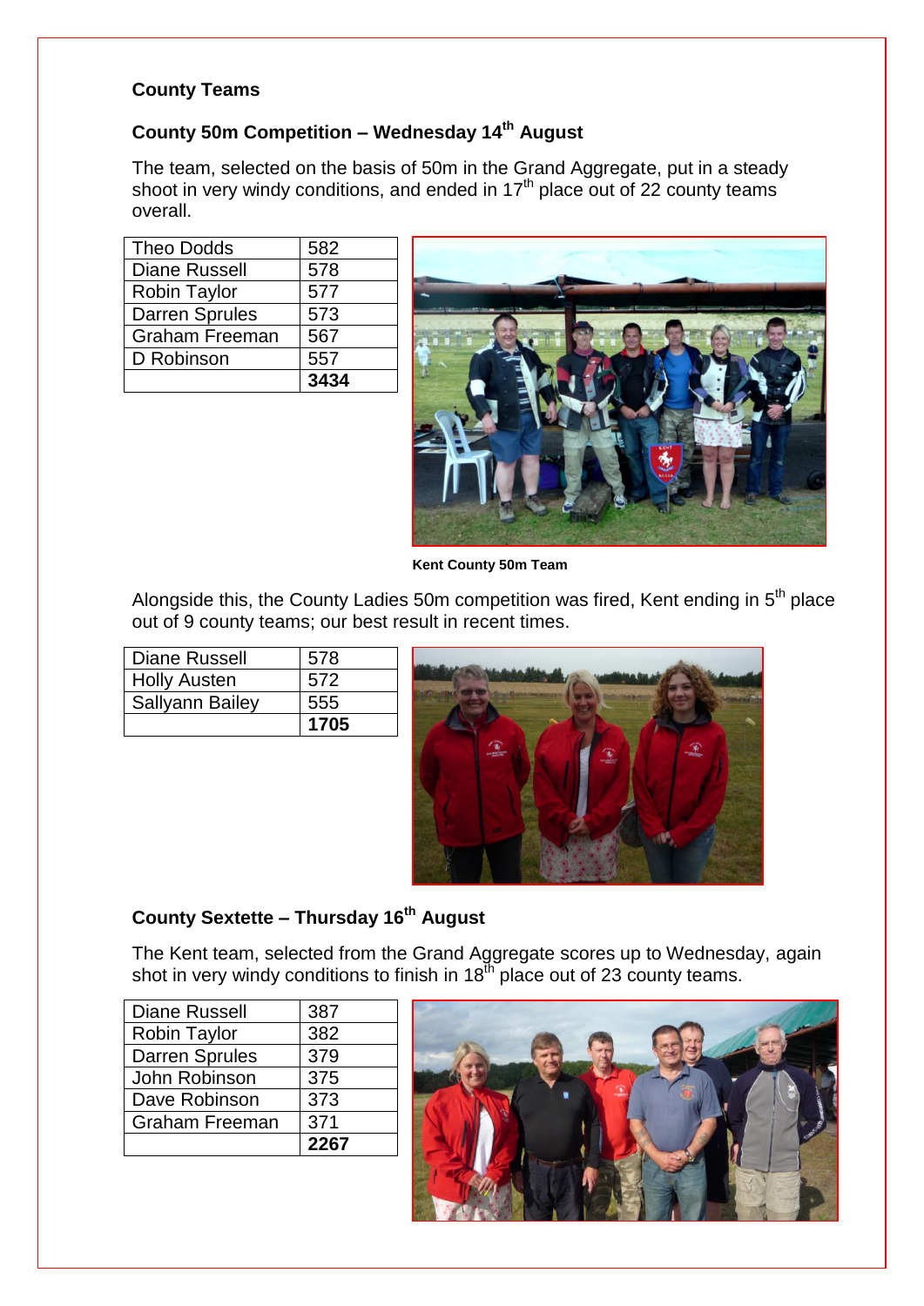**County Teams**

**County 50m Competition – Wednesday 14th August**

The team, selected on the basis of 50m in the Grand Aggregate, put in a steady shoot in very windy conditions, and ended in 17th place out of 22 county teams overall.

| | |
|---|---|
| Theo Dodds | 582 |
| Diane Russell | 578 |
| Robin Taylor | 577 |
| Darren Sprules | 573 |
| Graham Freeman | 567 |
| D Robinson | 557 |
| | **3434** |

**Kent County 50m Team**

Alongside this, the County Ladies 50m competition was fired, Kent ending in 5th place out of 9 county teams; our best result in recent times.

| | |
|---|---|
| Diane Russell | 578 |
| Holly Austen | 572 |
| Sallyann Bailey | 555 |
| | **1705** |

**County Sextette – Thursday 16th August**

The Kent team, selected from the Grand Aggregate scores up to Wednesday, again shot in very windy conditions to finish in 18th place out of 23 county teams.

| | |
|---|---|
| Diane Russell | 387 |
| Robin Taylor | 382 |
| Darren Sprules | 379 |
| John Robinson | 375 |
| Dave Robinson | 373 |
| Graham Freeman | 371 |
| | **2267** |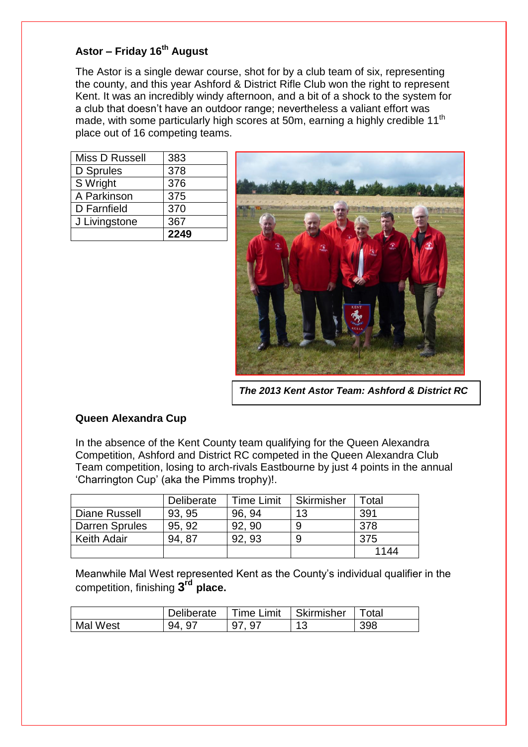### Astor – Friday 16th August

The Astor is a single dewar course, shot for by a club team of six, representing the county, and this year Ashford & District Rifle Club won the right to represent Kent. It was an incredibly windy afternoon, and a bit of a shock to the system for a club that doesn't have an outdoor range; nevertheless a valiant effort was made, with some particularly high scores at 50m, earning a highly credible 11th place out of 16 competing teams.

| | |
|---|---|
| Miss D Russell | 383 |
| D Sprules | 378 |
| S Wright | 376 |
| A Parkinson | 375 |
| D Farnfield | 370 |
| J Livingstone | 367 |
| | **2249** |

***The 2013 Kent Astor Team: Ashford & District RC***

### Queen Alexandra Cup

In the absence of the Kent County team qualifying for the Queen Alexandra Competition, Ashford and District RC competed in the Queen Alexandra Club Team competition, losing to arch-rivals Eastbourne by just 4 points in the annual 'Charrington Cup' (aka the Pimms trophy)!.

| | Deliberate | Time Limit | Skirmisher | Total |
|---|---|---|---|---|
| Diane Russell | 93, 95 | 96, 94 | 13 | 391 |
| Darren Sprules | 95, 92 | 92, 90 | 9 | 378 |
| Keith Adair | 94, 87 | 92, 93 | 9 | 375 |
| | | | | 1144 |

Meanwhile Mal West represented Kent as the County's individual qualifier in the competition, finishing **3rd place.**

| | Deliberate | Time Limit | Skirmisher | Total |
|---|---|---|---|---|
| Mal West | 94, 97 | 97, 97 | 13 | 398 |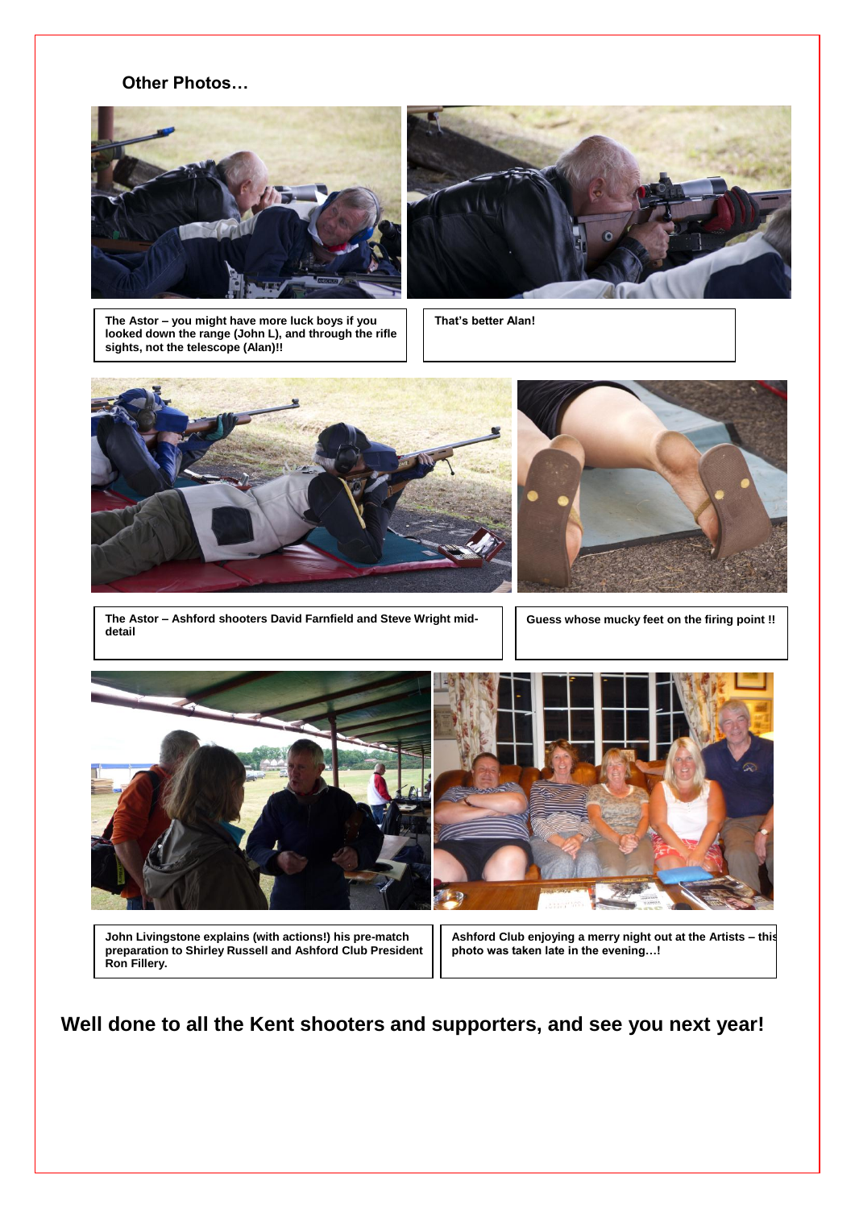### Other Photos…

**The Astor – you might have more luck boys if you looked down the range (John L), and through the rifle sights, not the telescope (Alan)!!**

**That's better Alan!**

**The Astor – Ashford shooters David Farnfield and Steve Wright mid-detail**

**Guess whose mucky feet on the firing point !!**

**John Livingstone explains (with actions!) his pre-match preparation to Shirley Russell and Ashford Club President Ron Fillery.**

**Ashford Club enjoying a merry night out at the Artists – this photo was taken late in the evening…!**

## Well done to all the Kent shooters and supporters, and see you next year!